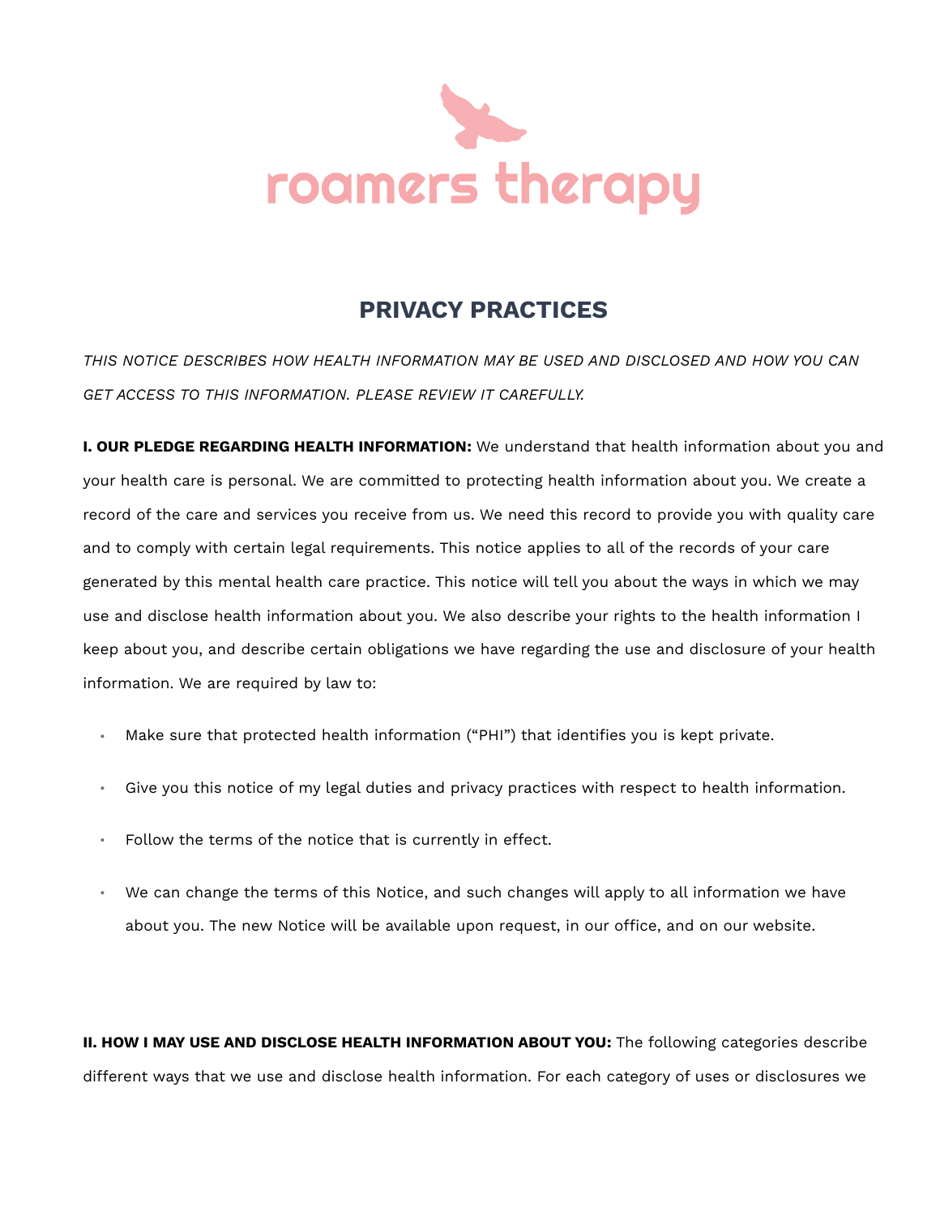roamers therapy

# PRIVACY PRACTICES

*THIS NOTICE DESCRIBES HOW HEALTH INFORMATION MAY BE USED AND DISCLOSED AND HOW YOU CAN GET ACCESS TO THIS INFORMATION. PLEASE REVIEW IT CAREFULLY.*

**I. OUR PLEDGE REGARDING HEALTH INFORMATION:** We understand that health information about you and your health care is personal. We are committed to protecting health information about you. We create a record of the care and services you receive from us. We need this record to provide you with quality care and to comply with certain legal requirements. This notice applies to all of the records of your care generated by this mental health care practice. This notice will tell you about the ways in which we may use and disclose health information about you. We also describe your rights to the health information I keep about you, and describe certain obligations we have regarding the use and disclosure of your health information. We are required by law to:

- Make sure that protected health information ("PHI") that identifies you is kept private.
- Give you this notice of my legal duties and privacy practices with respect to health information.
- Follow the terms of the notice that is currently in effect.
- We can change the terms of this Notice, and such changes will apply to all information we have about you. The new Notice will be available upon request, in our office, and on our website.

**II. HOW I MAY USE AND DISCLOSE HEALTH INFORMATION ABOUT YOU:** The following categories describe different ways that we use and disclose health information. For each category of uses or disclosures we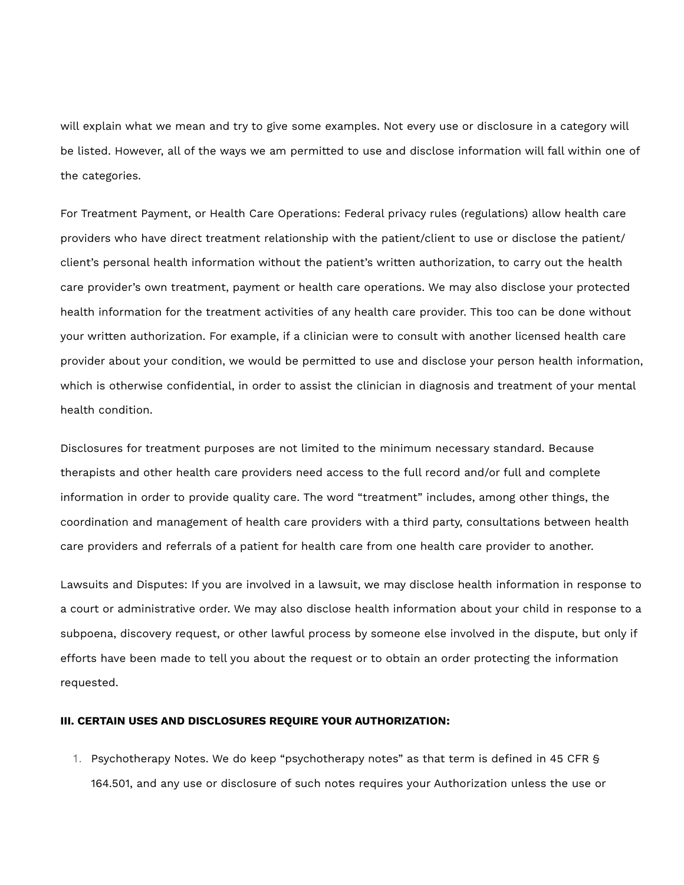will explain what we mean and try to give some examples. Not every use or disclosure in a category will be listed. However, all of the ways we am permitted to use and disclose information will fall within one of the categories.

For Treatment Payment, or Health Care Operations: Federal privacy rules (regulations) allow health care providers who have direct treatment relationship with the patient/client to use or disclose the patient/client's personal health information without the patient's written authorization, to carry out the health care provider's own treatment, payment or health care operations. We may also disclose your protected health information for the treatment activities of any health care provider. This too can be done without your written authorization. For example, if a clinician were to consult with another licensed health care provider about your condition, we would be permitted to use and disclose your person health information, which is otherwise confidential, in order to assist the clinician in diagnosis and treatment of your mental health condition.

Disclosures for treatment purposes are not limited to the minimum necessary standard. Because therapists and other health care providers need access to the full record and/or full and complete information in order to provide quality care. The word "treatment" includes, among other things, the coordination and management of health care providers with a third party, consultations between health care providers and referrals of a patient for health care from one health care provider to another.

Lawsuits and Disputes: If you are involved in a lawsuit, we may disclose health information in response to a court or administrative order. We may also disclose health information about your child in response to a subpoena, discovery request, or other lawful process by someone else involved in the dispute, but only if efforts have been made to tell you about the request or to obtain an order protecting the information requested.

**III. CERTAIN USES AND DISCLOSURES REQUIRE YOUR AUTHORIZATION:**

1. Psychotherapy Notes. We do keep "psychotherapy notes" as that term is defined in 45 CFR § 164.501, and any use or disclosure of such notes requires your Authorization unless the use or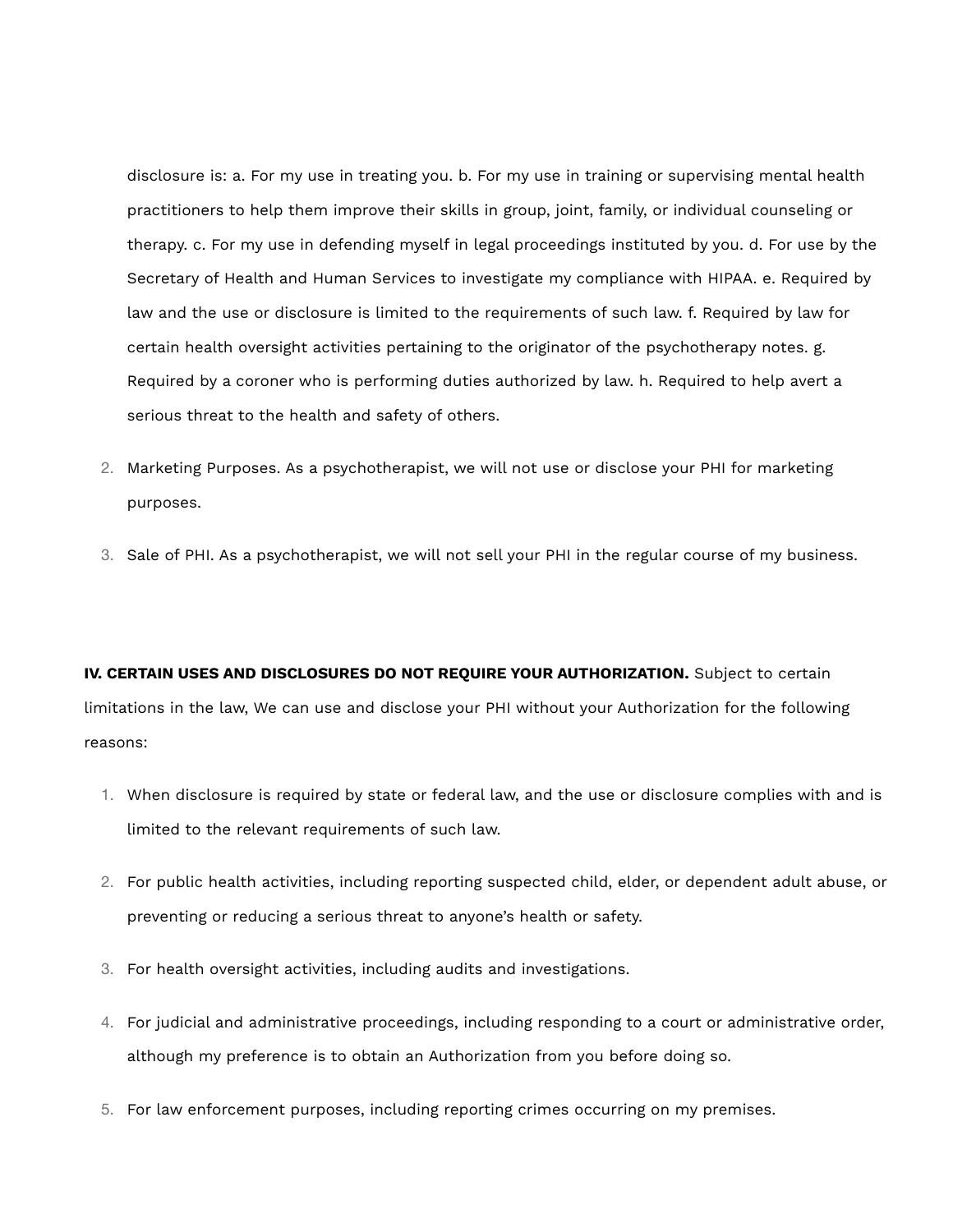disclosure is: a. For my use in treating you. b. For my use in training or supervising mental health practitioners to help them improve their skills in group, joint, family, or individual counseling or therapy. c. For my use in defending myself in legal proceedings instituted by you. d. For use by the Secretary of Health and Human Services to investigate my compliance with HIPAA. e. Required by law and the use or disclosure is limited to the requirements of such law. f. Required by law for certain health oversight activities pertaining to the originator of the psychotherapy notes. g. Required by a coroner who is performing duties authorized by law. h. Required to help avert a serious threat to the health and safety of others.

2. Marketing Purposes. As a psychotherapist, we will not use or disclose your PHI for marketing purposes.
3. Sale of PHI. As a psychotherapist, we will not sell your PHI in the regular course of my business.

**IV. CERTAIN USES AND DISCLOSURES DO NOT REQUIRE YOUR AUTHORIZATION.** Subject to certain limitations in the law, We can use and disclose your PHI without your Authorization for the following reasons:

1. When disclosure is required by state or federal law, and the use or disclosure complies with and is limited to the relevant requirements of such law.
2. For public health activities, including reporting suspected child, elder, or dependent adult abuse, or preventing or reducing a serious threat to anyone's health or safety.
3. For health oversight activities, including audits and investigations.
4. For judicial and administrative proceedings, including responding to a court or administrative order, although my preference is to obtain an Authorization from you before doing so.
5. For law enforcement purposes, including reporting crimes occurring on my premises.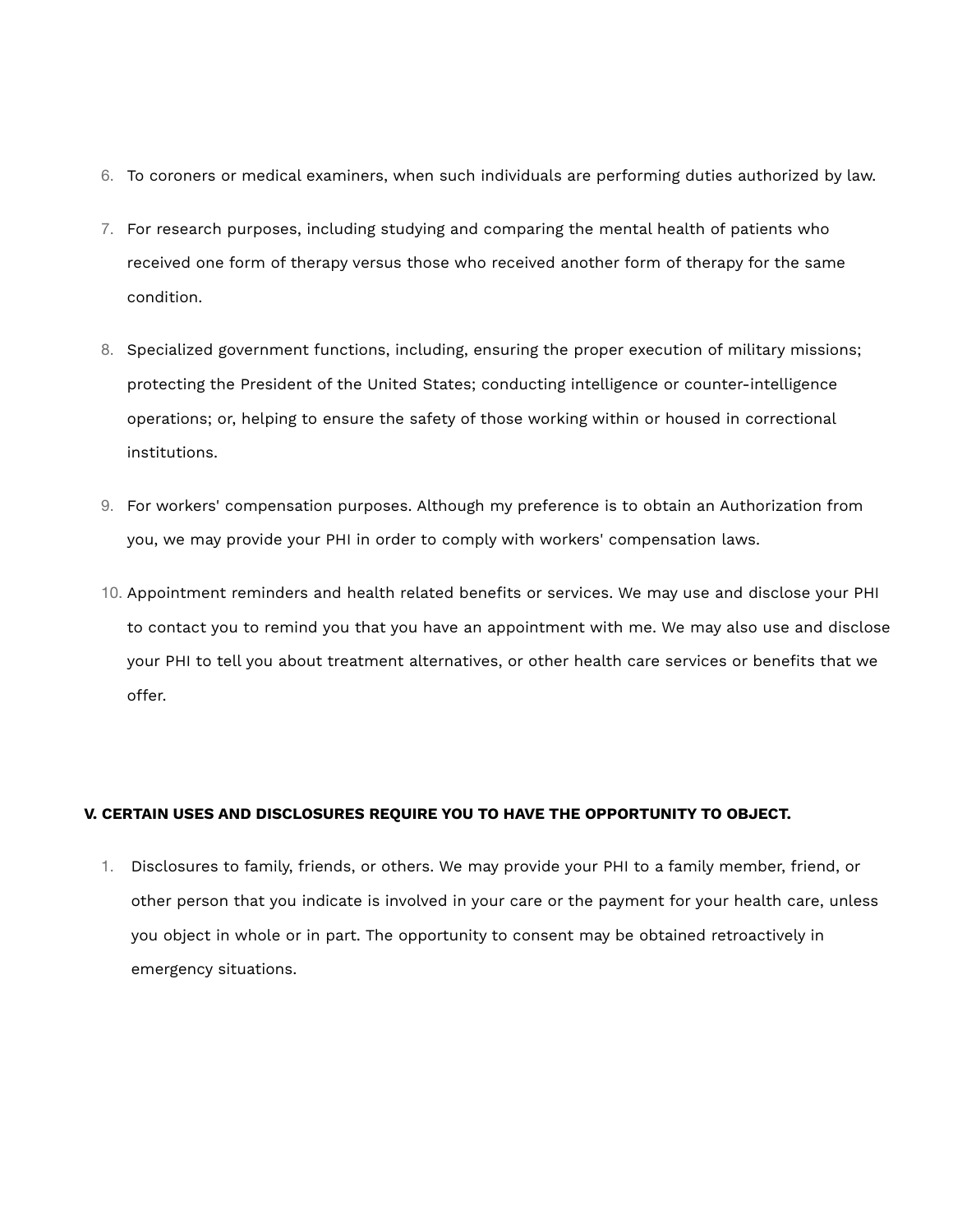6. To coroners or medical examiners, when such individuals are performing duties authorized by law.

7. For research purposes, including studying and comparing the mental health of patients who received one form of therapy versus those who received another form of therapy for the same condition.

8. Specialized government functions, including, ensuring the proper execution of military missions; protecting the President of the United States; conducting intelligence or counter-intelligence operations; or, helping to ensure the safety of those working within or housed in correctional institutions.

9. For workers' compensation purposes. Although my preference is to obtain an Authorization from you, we may provide your PHI in order to comply with workers' compensation laws.

10. Appointment reminders and health related benefits or services. We may use and disclose your PHI to contact you to remind you that you have an appointment with me. We may also use and disclose your PHI to tell you about treatment alternatives, or other health care services or benefits that we offer.

**V. CERTAIN USES AND DISCLOSURES REQUIRE YOU TO HAVE THE OPPORTUNITY TO OBJECT.**

1. Disclosures to family, friends, or others. We may provide your PHI to a family member, friend, or other person that you indicate is involved in your care or the payment for your health care, unless you object in whole or in part. The opportunity to consent may be obtained retroactively in emergency situations.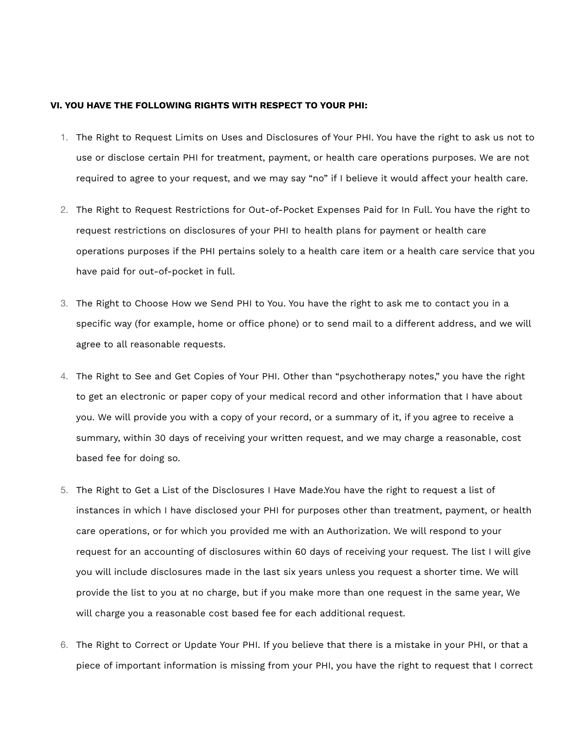**VI. YOU HAVE THE FOLLOWING RIGHTS WITH RESPECT TO YOUR PHI:**

1. The Right to Request Limits on Uses and Disclosures of Your PHI. You have the right to ask us not to use or disclose certain PHI for treatment, payment, or health care operations purposes. We are not required to agree to your request, and we may say "no" if I believe it would affect your health care.
2. The Right to Request Restrictions for Out-of-Pocket Expenses Paid for In Full. You have the right to request restrictions on disclosures of your PHI to health plans for payment or health care operations purposes if the PHI pertains solely to a health care item or a health care service that you have paid for out-of-pocket in full.
3. The Right to Choose How we Send PHI to You. You have the right to ask me to contact you in a specific way (for example, home or office phone) or to send mail to a different address, and we will agree to all reasonable requests.
4. The Right to See and Get Copies of Your PHI. Other than "psychotherapy notes," you have the right to get an electronic or paper copy of your medical record and other information that I have about you. We will provide you with a copy of your record, or a summary of it, if you agree to receive a summary, within 30 days of receiving your written request, and we may charge a reasonable, cost based fee for doing so.
5. The Right to Get a List of the Disclosures I Have Made.You have the right to request a list of instances in which I have disclosed your PHI for purposes other than treatment, payment, or health care operations, or for which you provided me with an Authorization. We will respond to your request for an accounting of disclosures within 60 days of receiving your request. The list I will give you will include disclosures made in the last six years unless you request a shorter time. We will provide the list to you at no charge, but if you make more than one request in the same year, We will charge you a reasonable cost based fee for each additional request.
6. The Right to Correct or Update Your PHI. If you believe that there is a mistake in your PHI, or that a piece of important information is missing from your PHI, you have the right to request that I correct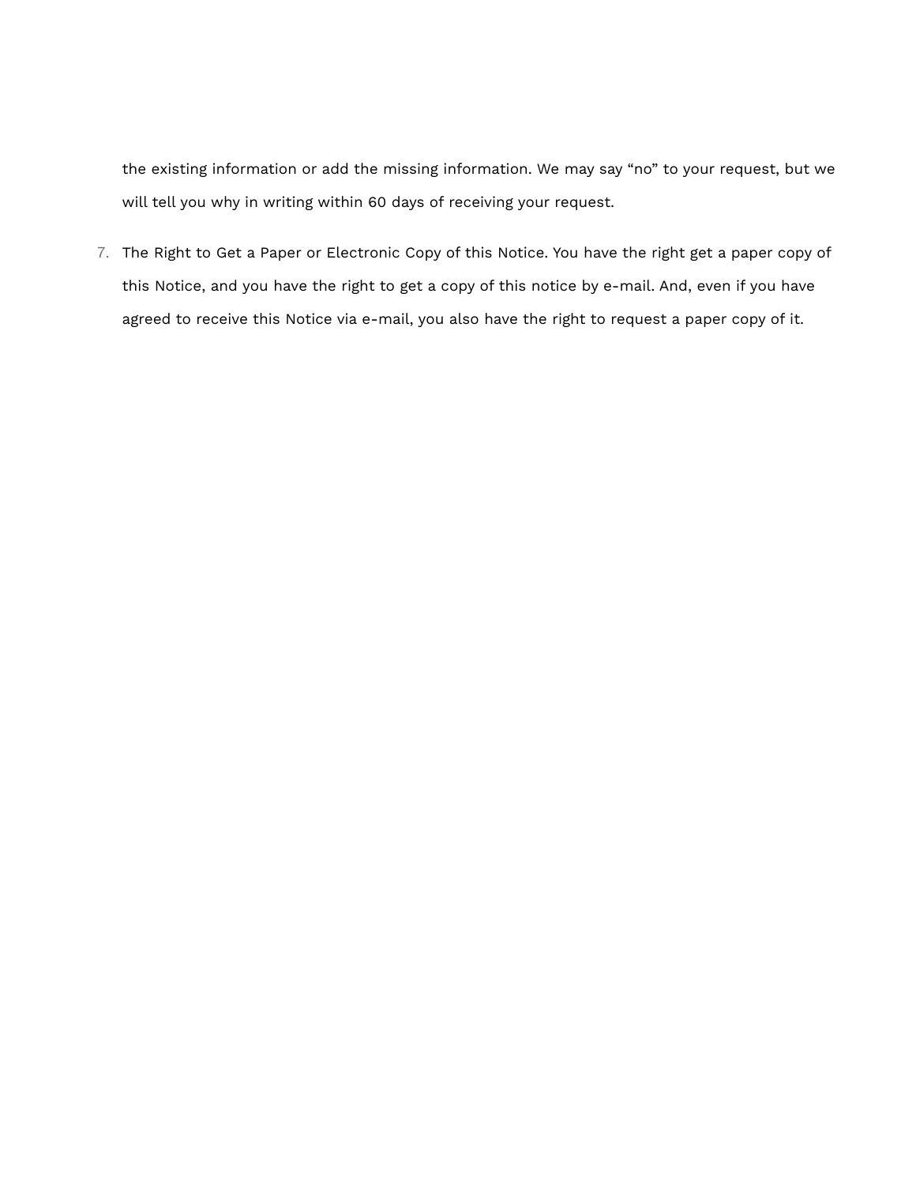the existing information or add the missing information. We may say “no” to your request, but we will tell you why in writing within 60 days of receiving your request.

7. The Right to Get a Paper or Electronic Copy of this Notice. You have the right get a paper copy of this Notice, and you have the right to get a copy of this notice by e-mail. And, even if you have agreed to receive this Notice via e-mail, you also have the right to request a paper copy of it.